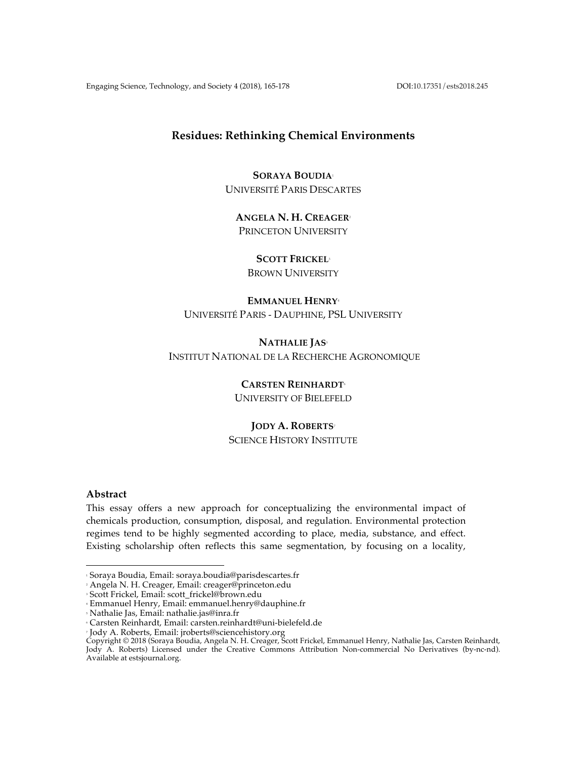# Residues: Rethinking Chemical Environments

**SORAYA BOUDIA**[1]
UNIVERSITÉ PARIS DESCARTES

**ANGELA N. H. CREAGER**[2]
PRINCETON UNIVERSITY

**SCOTT FRICKEL**[3]
BROWN UNIVERSITY

**EMMANUEL HENRY**[4]
UNIVERSITÉ PARIS - DAUPHINE, PSL UNIVERSITY

**NATHALIE JAS**[5]
INSTITUT NATIONAL DE LA RECHERCHE AGRONOMIQUE

**CARSTEN REINHARDT**[6]
UNIVERSITY OF BIELEFELD

**JODY A. ROBERTS**[7]
SCIENCE HISTORY INSTITUTE

### Abstract

This essay offers a new approach for conceptualizing the environmental impact of chemicals production, consumption, disposal, and regulation. Environmental protection regimes tend to be highly segmented according to place, media, substance, and effect. Existing scholarship often reflects this same segmentation, by focusing on a locality,

---

[1] Soraya Boudia, Email: soraya.boudia@parisdescartes.fr
[2] Angela N. H. Creager, Email: creager@princeton.edu
[3] Scott Frickel, Email: scott_frickel@brown.edu
[4] Emmanuel Henry, Email: emmanuel.henry@dauphine.fr
[5] Nathalie Jas, Email: nathalie.jas@inra.fr
[6] Carsten Reinhardt, Email: carsten.reinhardt@uni-bielefeld.de
[7] Jody A. Roberts, Email: jroberts@sciencehistory.org

Copyright © 2018 (Soraya Boudia, Angela N. H. Creager, Scott Frickel, Emmanuel Henry, Nathalie Jas, Carsten Reinhardt, Jody A. Roberts) Licensed under the Creative Commons Attribution Non-commercial No Derivatives (by-nc-nd). Available at estsjournal.org.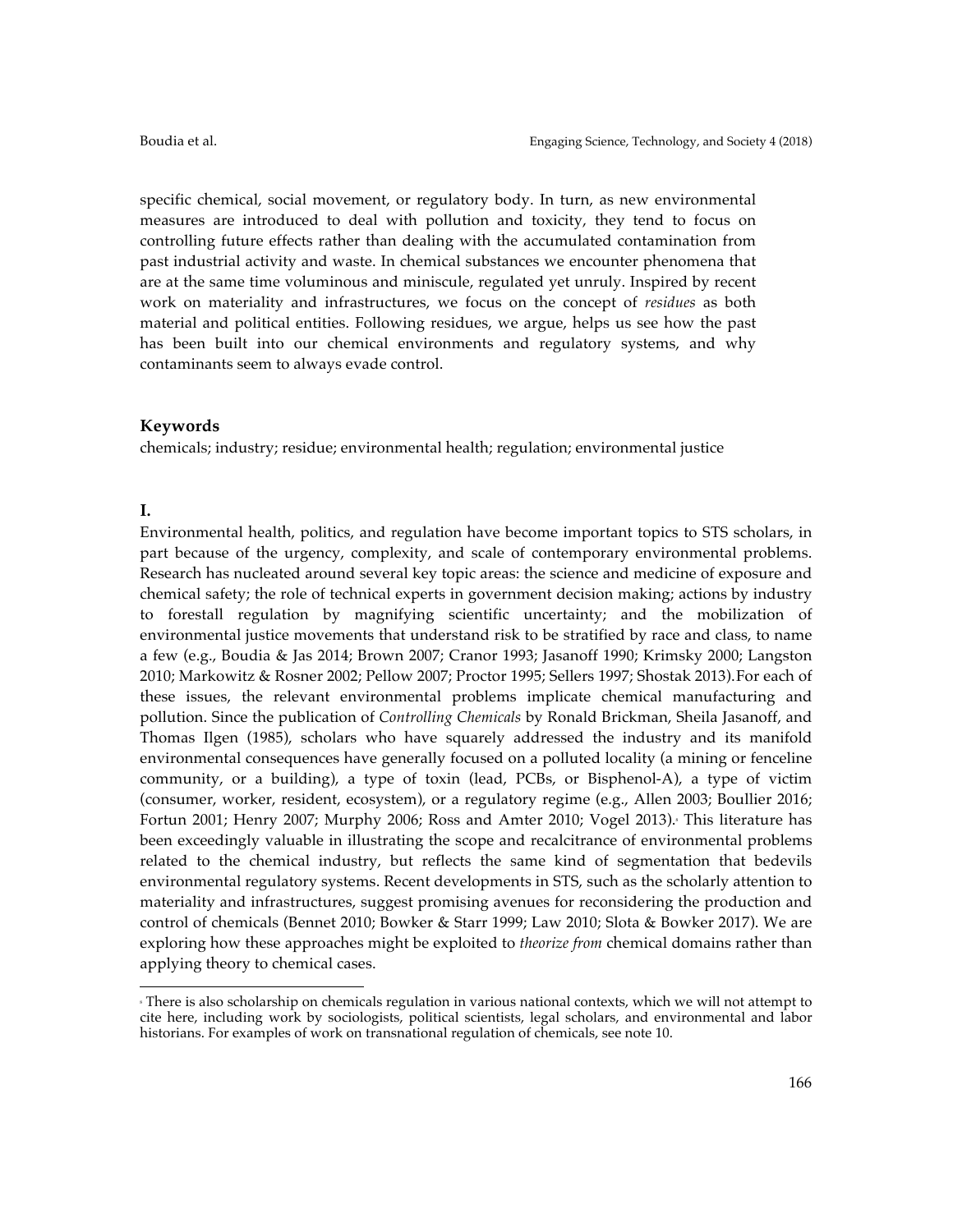specific chemical, social movement, or regulatory body. In turn, as new environmental measures are introduced to deal with pollution and toxicity, they tend to focus on controlling future effects rather than dealing with the accumulated contamination from past industrial activity and waste. In chemical substances we encounter phenomena that are at the same time voluminous and miniscule, regulated yet unruly. Inspired by recent work on materiality and infrastructures, we focus on the concept of *residues* as both material and political entities. Following residues, we argue, helps us see how the past has been built into our chemical environments and regulatory systems, and why contaminants seem to always evade control.

### Keywords

chemicals; industry; residue; environmental health; regulation; environmental justice

### I.

Environmental health, politics, and regulation have become important topics to STS scholars, in part because of the urgency, complexity, and scale of contemporary environmental problems. Research has nucleated around several key topic areas: the science and medicine of exposure and chemical safety; the role of technical experts in government decision making; actions by industry to forestall regulation by magnifying scientific uncertainty; and the mobilization of environmental justice movements that understand risk to be stratified by race and class, to name a few (e.g., Boudia & Jas 2014; Brown 2007; Cranor 1993; Jasanoff 1990; Krimsky 2000; Langston 2010; Markowitz & Rosner 2002; Pellow 2007; Proctor 1995; Sellers 1997; Shostak 2013).For each of these issues, the relevant environmental problems implicate chemical manufacturing and pollution. Since the publication of *Controlling Chemicals* by Ronald Brickman, Sheila Jasanoff, and Thomas Ilgen (1985), scholars who have squarely addressed the industry and its manifold environmental consequences have generally focused on a polluted locality (a mining or fenceline community, or a building), a type of toxin (lead, PCBs, or Bisphenol-A), a type of victim (consumer, worker, resident, ecosystem), or a regulatory regime (e.g., Allen 2003; Boullier 2016; Fortun 2001; Henry 2007; Murphy 2006; Ross and Amter 2010; Vogel 2013).[1] This literature has been exceedingly valuable in illustrating the scope and recalcitrance of environmental problems related to the chemical industry, but reflects the same kind of segmentation that bedevils environmental regulatory systems. Recent developments in STS, such as the scholarly attention to materiality and infrastructures, suggest promising avenues for reconsidering the production and control of chemicals (Bennet 2010; Bowker & Starr 1999; Law 2010; Slota & Bowker 2017). We are exploring how these approaches might be exploited to *theorize from* chemical domains rather than applying theory to chemical cases.

---

[1] There is also scholarship on chemicals regulation in various national contexts, which we will not attempt to cite here, including work by sociologists, political scientists, legal scholars, and environmental and labor historians. For examples of work on transnational regulation of chemicals, see note 10.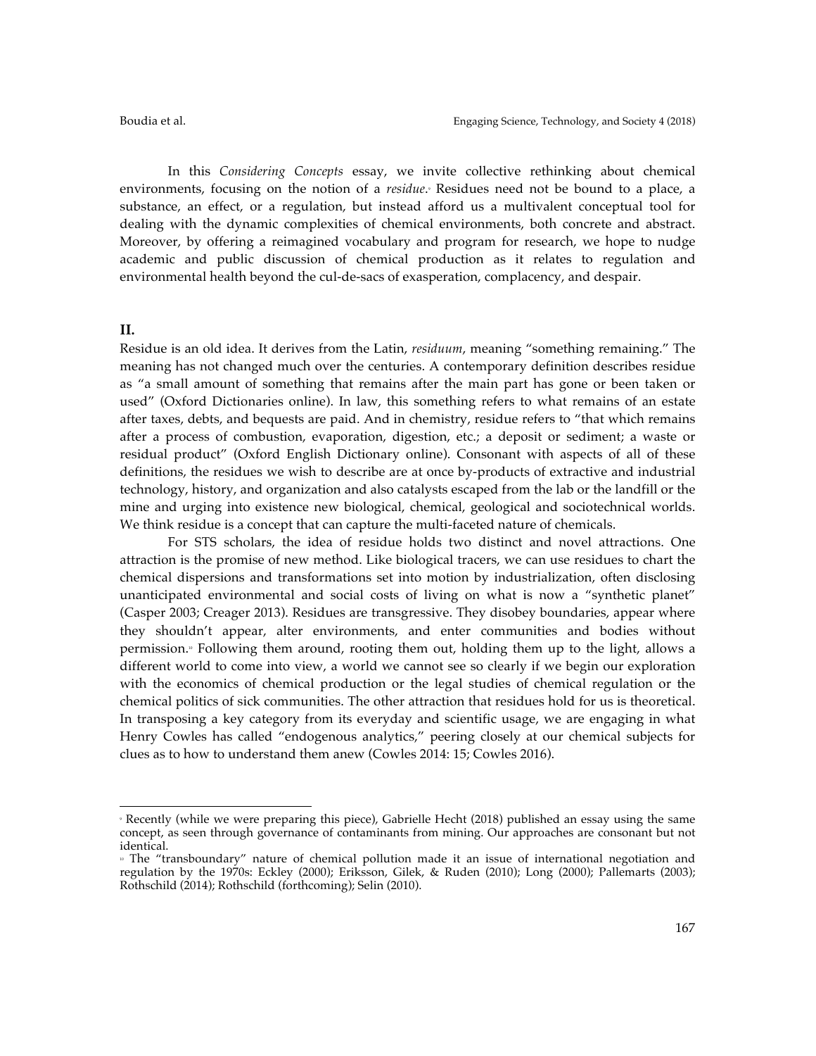In this *Considering Concepts* essay, we invite collective rethinking about chemical environments, focusing on the notion of a *residue*.[9] Residues need not be bound to a place, a substance, an effect, or a regulation, but instead afford us a multivalent conceptual tool for dealing with the dynamic complexities of chemical environments, both concrete and abstract. Moreover, by offering a reimagined vocabulary and program for research, we hope to nudge academic and public discussion of chemical production as it relates to regulation and environmental health beyond the cul-de-sacs of exasperation, complacency, and despair.

## II.

Residue is an old idea. It derives from the Latin, *residuum*, meaning "something remaining." The meaning has not changed much over the centuries. A contemporary definition describes residue as "a small amount of something that remains after the main part has gone or been taken or used" (Oxford Dictionaries online). In law, this something refers to what remains of an estate after taxes, debts, and bequests are paid. And in chemistry, residue refers to "that which remains after a process of combustion, evaporation, digestion, etc.; a deposit or sediment; a waste or residual product" (Oxford English Dictionary online). Consonant with aspects of all of these definitions, the residues we wish to describe are at once by-products of extractive and industrial technology, history, and organization and also catalysts escaped from the lab or the landfill or the mine and urging into existence new biological, chemical, geological and sociotechnical worlds. We think residue is a concept that can capture the multi-faceted nature of chemicals.

For STS scholars, the idea of residue holds two distinct and novel attractions. One attraction is the promise of new method. Like biological tracers, we can use residues to chart the chemical dispersions and transformations set into motion by industrialization, often disclosing unanticipated environmental and social costs of living on what is now a "synthetic planet" (Casper 2003; Creager 2013). Residues are transgressive. They disobey boundaries, appear where they shouldn't appear, alter environments, and enter communities and bodies without permission.[10] Following them around, rooting them out, holding them up to the light, allows a different world to come into view, a world we cannot see so clearly if we begin our exploration with the economics of chemical production or the legal studies of chemical regulation or the chemical politics of sick communities. The other attraction that residues hold for us is theoretical. In transposing a key category from its everyday and scientific usage, we are engaging in what Henry Cowles has called "endogenous analytics," peering closely at our chemical subjects for clues as to how to understand them anew (Cowles 2014: 15; Cowles 2016).

---

[9] Recently (while we were preparing this piece), Gabrielle Hecht (2018) published an essay using the same concept, as seen through governance of contaminants from mining. Our approaches are consonant but not identical.

[10] The "transboundary" nature of chemical pollution made it an issue of international negotiation and regulation by the 1970s: Eckley (2000); Eriksson, Gilek, & Ruden (2010); Long (2000); Pallemarts (2003); Rothschild (2014); Rothschild (forthcoming); Selin (2010).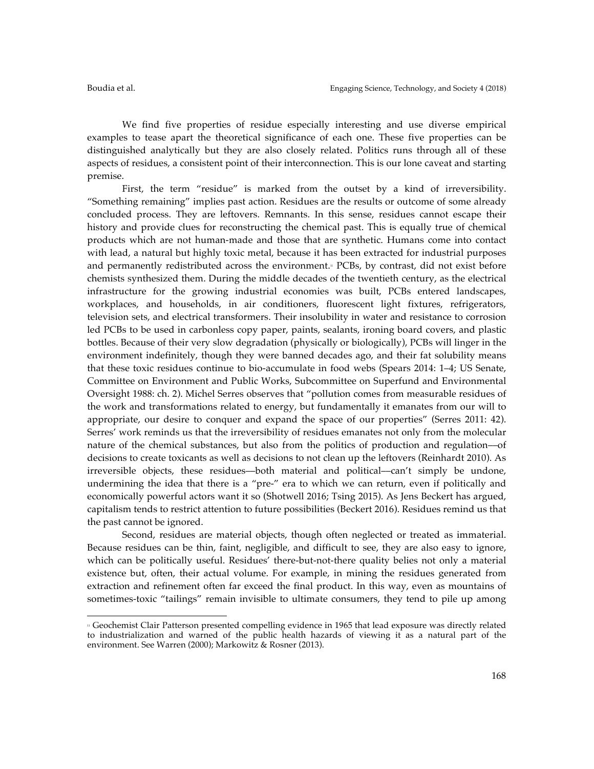We find five properties of residue especially interesting and use diverse empirical examples to tease apart the theoretical significance of each one. These five properties can be distinguished analytically but they are also closely related. Politics runs through all of these aspects of residues, a consistent point of their interconnection. This is our lone caveat and starting premise.

First, the term "residue" is marked from the outset by a kind of irreversibility. "Something remaining" implies past action. Residues are the results or outcome of some already concluded process. They are leftovers. Remnants. In this sense, residues cannot escape their history and provide clues for reconstructing the chemical past. This is equally true of chemical products which are not human-made and those that are synthetic. Humans come into contact with lead, a natural but highly toxic metal, because it has been extracted for industrial purposes and permanently redistributed across the environment.[11] PCBs, by contrast, did not exist before chemists synthesized them. During the middle decades of the twentieth century, as the electrical infrastructure for the growing industrial economies was built, PCBs entered landscapes, workplaces, and households, in air conditioners, fluorescent light fixtures, refrigerators, television sets, and electrical transformers. Their insolubility in water and resistance to corrosion led PCBs to be used in carbonless copy paper, paints, sealants, ironing board covers, and plastic bottles. Because of their very slow degradation (physically or biologically), PCBs will linger in the environment indefinitely, though they were banned decades ago, and their fat solubility means that these toxic residues continue to bio-accumulate in food webs (Spears 2014: 1–4; US Senate, Committee on Environment and Public Works, Subcommittee on Superfund and Environmental Oversight 1988: ch. 2). Michel Serres observes that "pollution comes from measurable residues of the work and transformations related to energy, but fundamentally it emanates from our will to appropriate, our desire to conquer and expand the space of our properties" (Serres 2011: 42). Serres' work reminds us that the irreversibility of residues emanates not only from the molecular nature of the chemical substances, but also from the politics of production and regulation—of decisions to create toxicants as well as decisions to not clean up the leftovers (Reinhardt 2010). As irreversible objects, these residues—both material and political—can't simply be undone, undermining the idea that there is a "pre-" era to which we can return, even if politically and economically powerful actors want it so (Shotwell 2016; Tsing 2015). As Jens Beckert has argued, capitalism tends to restrict attention to future possibilities (Beckert 2016). Residues remind us that the past cannot be ignored.

Second, residues are material objects, though often neglected or treated as immaterial. Because residues can be thin, faint, negligible, and difficult to see, they are also easy to ignore, which can be politically useful. Residues' there-but-not-there quality belies not only a material existence but, often, their actual volume. For example, in mining the residues generated from extraction and refinement often far exceed the final product. In this way, even as mountains of sometimes-toxic "tailings" remain invisible to ultimate consumers, they tend to pile up among

---

[11] Geochemist Clair Patterson presented compelling evidence in 1965 that lead exposure was directly related to industrialization and warned of the public health hazards of viewing it as a natural part of the environment. See Warren (2000); Markowitz & Rosner (2013).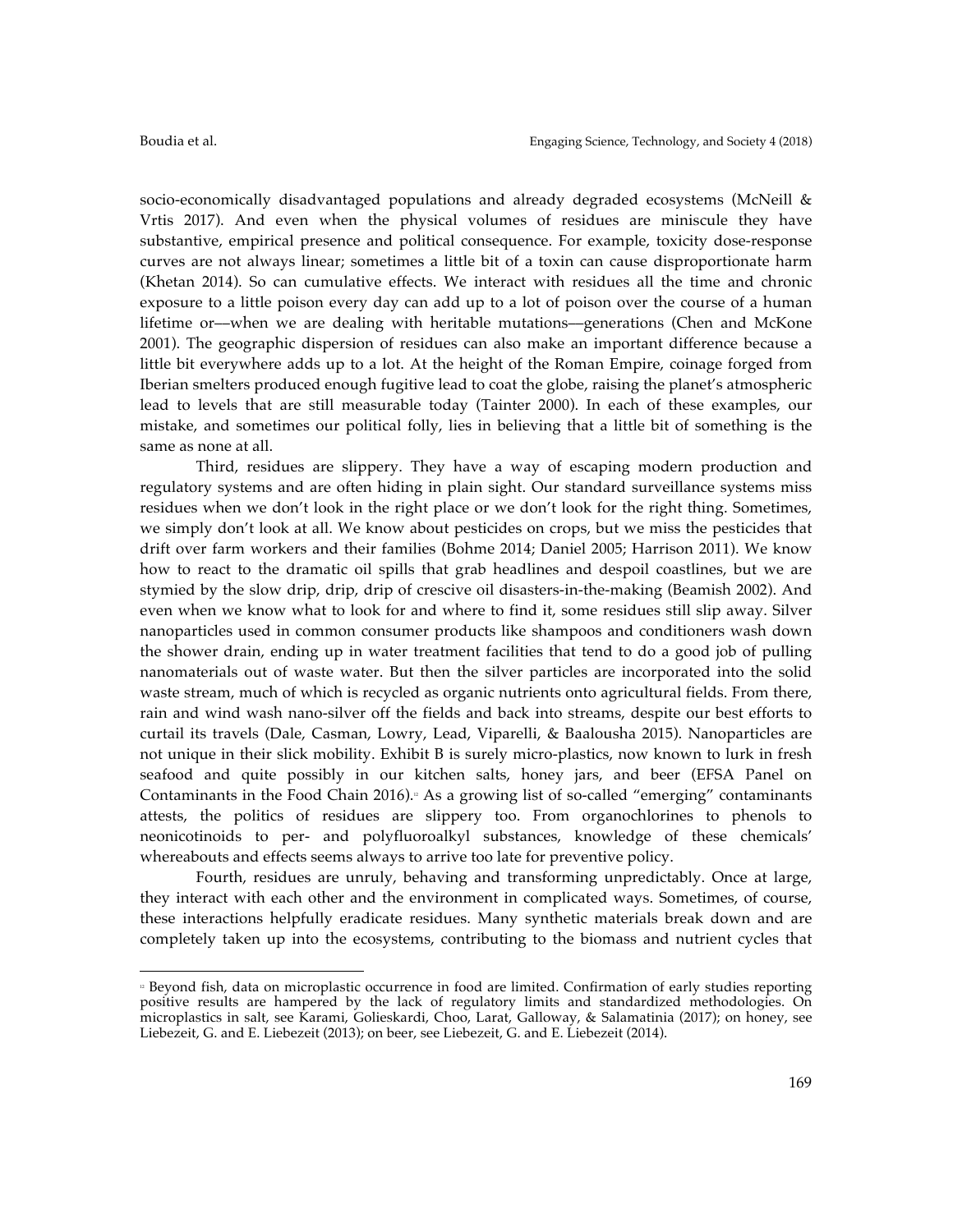socio-economically disadvantaged populations and already degraded ecosystems (McNeill & Vrtis 2017). And even when the physical volumes of residues are miniscule they have substantive, empirical presence and political consequence. For example, toxicity dose-response curves are not always linear; sometimes a little bit of a toxin can cause disproportionate harm (Khetan 2014). So can cumulative effects. We interact with residues all the time and chronic exposure to a little poison every day can add up to a lot of poison over the course of a human lifetime or—when we are dealing with heritable mutations—generations (Chen and McKone 2001). The geographic dispersion of residues can also make an important difference because a little bit everywhere adds up to a lot. At the height of the Roman Empire, coinage forged from Iberian smelters produced enough fugitive lead to coat the globe, raising the planet's atmospheric lead to levels that are still measurable today (Tainter 2000). In each of these examples, our mistake, and sometimes our political folly, lies in believing that a little bit of something is the same as none at all.

Third, residues are slippery. They have a way of escaping modern production and regulatory systems and are often hiding in plain sight. Our standard surveillance systems miss residues when we don't look in the right place or we don't look for the right thing. Sometimes, we simply don't look at all. We know about pesticides on crops, but we miss the pesticides that drift over farm workers and their families (Bohme 2014; Daniel 2005; Harrison 2011). We know how to react to the dramatic oil spills that grab headlines and despoil coastlines, but we are stymied by the slow drip, drip, drip of crescive oil disasters-in-the-making (Beamish 2002). And even when we know what to look for and where to find it, some residues still slip away. Silver nanoparticles used in common consumer products like shampoos and conditioners wash down the shower drain, ending up in water treatment facilities that tend to do a good job of pulling nanomaterials out of waste water. But then the silver particles are incorporated into the solid waste stream, much of which is recycled as organic nutrients onto agricultural fields. From there, rain and wind wash nano-silver off the fields and back into streams, despite our best efforts to curtail its travels (Dale, Casman, Lowry, Lead, Viparelli, & Baalousha 2015). Nanoparticles are not unique in their slick mobility. Exhibit B is surely micro-plastics, now known to lurk in fresh seafood and quite possibly in our kitchen salts, honey jars, and beer (EFSA Panel on Contaminants in the Food Chain 2016).[12] As a growing list of so-called "emerging" contaminants attests, the politics of residues are slippery too. From organochlorines to phenols to neonicotinoids to per- and polyfluoroalkyl substances, knowledge of these chemicals' whereabouts and effects seems always to arrive too late for preventive policy.

Fourth, residues are unruly, behaving and transforming unpredictably. Once at large, they interact with each other and the environment in complicated ways. Sometimes, of course, these interactions helpfully eradicate residues. Many synthetic materials break down and are completely taken up into the ecosystems, contributing to the biomass and nutrient cycles that

[12] Beyond fish, data on microplastic occurrence in food are limited. Confirmation of early studies reporting positive results are hampered by the lack of regulatory limits and standardized methodologies. On microplastics in salt, see Karami, Golieskardi, Choo, Larat, Galloway, & Salamatinia (2017); on honey, see Liebezeit, G. and E. Liebezeit (2013); on beer, see Liebezeit, G. and E. Liebezeit (2014).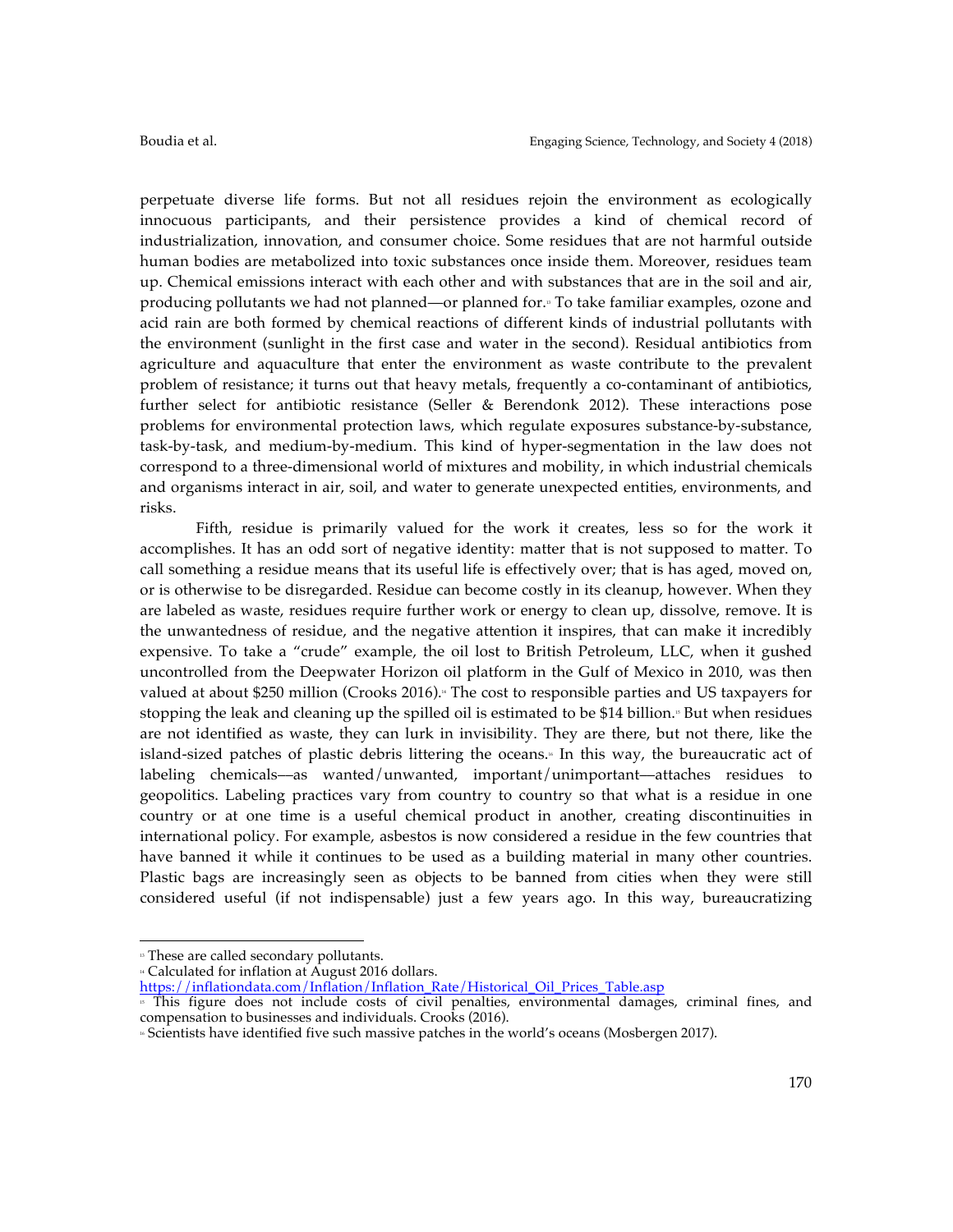perpetuate diverse life forms. But not all residues rejoin the environment as ecologically innocuous participants, and their persistence provides a kind of chemical record of industrialization, innovation, and consumer choice. Some residues that are not harmful outside human bodies are metabolized into toxic substances once inside them. Moreover, residues team up. Chemical emissions interact with each other and with substances that are in the soil and air, producing pollutants we had not planned—or planned for.[13] To take familiar examples, ozone and acid rain are both formed by chemical reactions of different kinds of industrial pollutants with the environment (sunlight in the first case and water in the second). Residual antibiotics from agriculture and aquaculture that enter the environment as waste contribute to the prevalent problem of resistance; it turns out that heavy metals, frequently a co-contaminant of antibiotics, further select for antibiotic resistance (Seller & Berendonk 2012). These interactions pose problems for environmental protection laws, which regulate exposures substance-by-substance, task-by-task, and medium-by-medium. This kind of hyper-segmentation in the law does not correspond to a three-dimensional world of mixtures and mobility, in which industrial chemicals and organisms interact in air, soil, and water to generate unexpected entities, environments, and risks.

Fifth, residue is primarily valued for the work it creates, less so for the work it accomplishes. It has an odd sort of negative identity: matter that is not supposed to matter. To call something a residue means that its useful life is effectively over; that is has aged, moved on, or is otherwise to be disregarded. Residue can become costly in its cleanup, however. When they are labeled as waste, residues require further work or energy to clean up, dissolve, remove. It is the unwantedness of residue, and the negative attention it inspires, that can make it incredibly expensive. To take a "crude" example, the oil lost to British Petroleum, LLC, when it gushed uncontrolled from the Deepwater Horizon oil platform in the Gulf of Mexico in 2010, was then valued at about $250 million (Crooks 2016).[14] The cost to responsible parties and US taxpayers for stopping the leak and cleaning up the spilled oil is estimated to be $14 billion.[15] But when residues are not identified as waste, they can lurk in invisibility. They are there, but not there, like the island-sized patches of plastic debris littering the oceans.[16] In this way, the bureaucratic act of labeling chemicals—as wanted/unwanted, important/unimportant—attaches residues to geopolitics. Labeling practices vary from country to country so that what is a residue in one country or at one time is a useful chemical product in another, creating discontinuities in international policy. For example, asbestos is now considered a residue in the few countries that have banned it while it continues to be used as a building material in many other countries. Plastic bags are increasingly seen as objects to be banned from cities when they were still considered useful (if not indispensable) just a few years ago. In this way, bureaucratizing

---

[13] These are called secondary pollutants.

[14] Calculated for inflation at August 2016 dollars. https://inflationdata.com/Inflation/Inflation_Rate/Historical_Oil_Prices_Table.asp

[15] This figure does not include costs of civil penalties, environmental damages, criminal fines, and compensation to businesses and individuals. Crooks (2016).

[16] Scientists have identified five such massive patches in the world's oceans (Mosbergen 2017).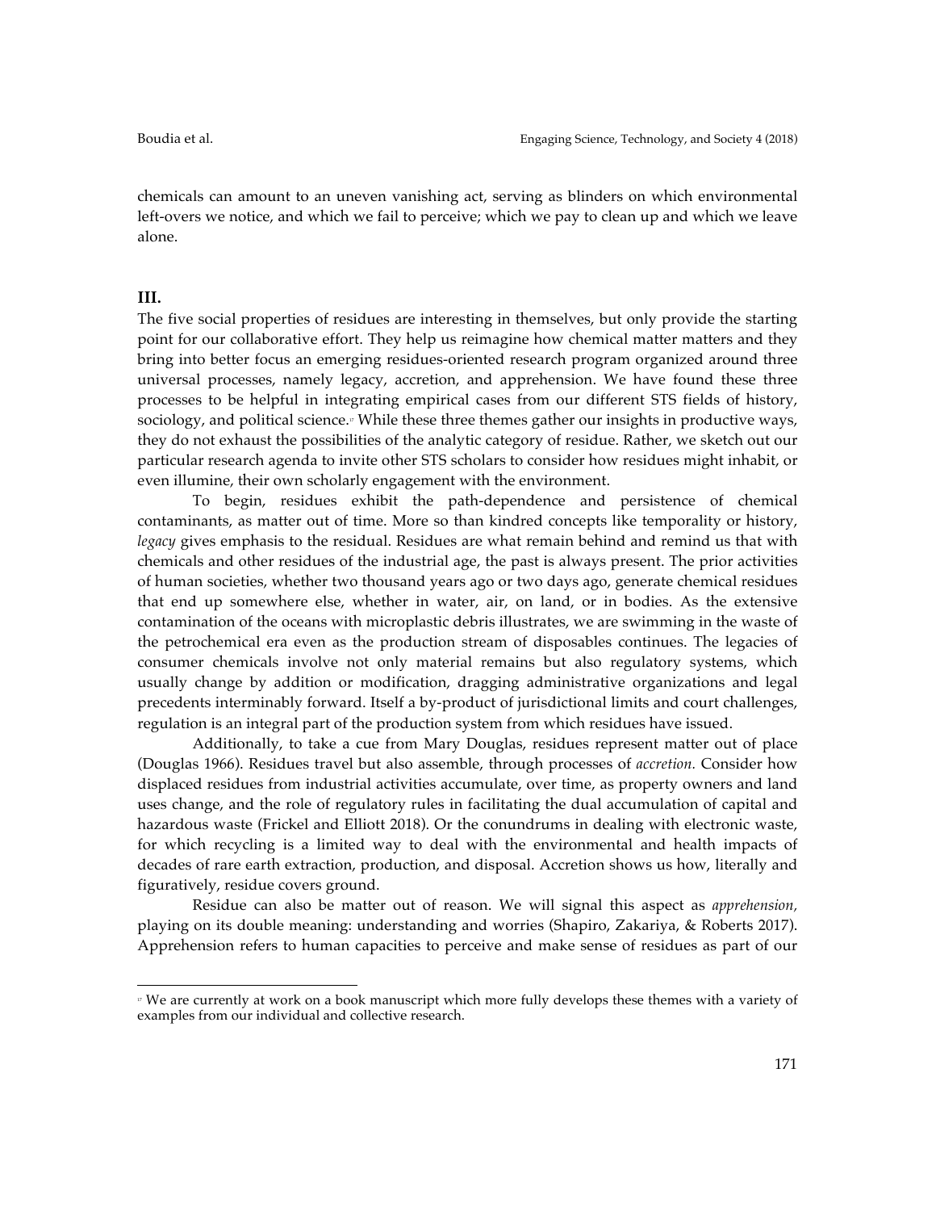chemicals can amount to an uneven vanishing act, serving as blinders on which environmental left-overs we notice, and which we fail to perceive; which we pay to clean up and which we leave alone.

## III.

The five social properties of residues are interesting in themselves, but only provide the starting point for our collaborative effort. They help us reimagine how chemical matter matters and they bring into better focus an emerging residues-oriented research program organized around three universal processes, namely legacy, accretion, and apprehension. We have found these three processes to be helpful in integrating empirical cases from our different STS fields of history, sociology, and political science.[17] While these three themes gather our insights in productive ways, they do not exhaust the possibilities of the analytic category of residue. Rather, we sketch out our particular research agenda to invite other STS scholars to consider how residues might inhabit, or even illumine, their own scholarly engagement with the environment.

To begin, residues exhibit the path-dependence and persistence of chemical contaminants, as matter out of time. More so than kindred concepts like temporality or history, *legacy* gives emphasis to the residual. Residues are what remain behind and remind us that with chemicals and other residues of the industrial age, the past is always present. The prior activities of human societies, whether two thousand years ago or two days ago, generate chemical residues that end up somewhere else, whether in water, air, on land, or in bodies. As the extensive contamination of the oceans with microplastic debris illustrates, we are swimming in the waste of the petrochemical era even as the production stream of disposables continues. The legacies of consumer chemicals involve not only material remains but also regulatory systems, which usually change by addition or modification, dragging administrative organizations and legal precedents interminably forward. Itself a by-product of jurisdictional limits and court challenges, regulation is an integral part of the production system from which residues have issued.

Additionally, to take a cue from Mary Douglas, residues represent matter out of place (Douglas 1966). Residues travel but also assemble, through processes of *accretion.* Consider how displaced residues from industrial activities accumulate, over time, as property owners and land uses change, and the role of regulatory rules in facilitating the dual accumulation of capital and hazardous waste (Frickel and Elliott 2018). Or the conundrums in dealing with electronic waste, for which recycling is a limited way to deal with the environmental and health impacts of decades of rare earth extraction, production, and disposal. Accretion shows us how, literally and figuratively, residue covers ground.

Residue can also be matter out of reason. We will signal this aspect as *apprehension,* playing on its double meaning: understanding and worries (Shapiro, Zakariya, & Roberts 2017). Apprehension refers to human capacities to perceive and make sense of residues as part of our

---

[17] We are currently at work on a book manuscript which more fully develops these themes with a variety of examples from our individual and collective research.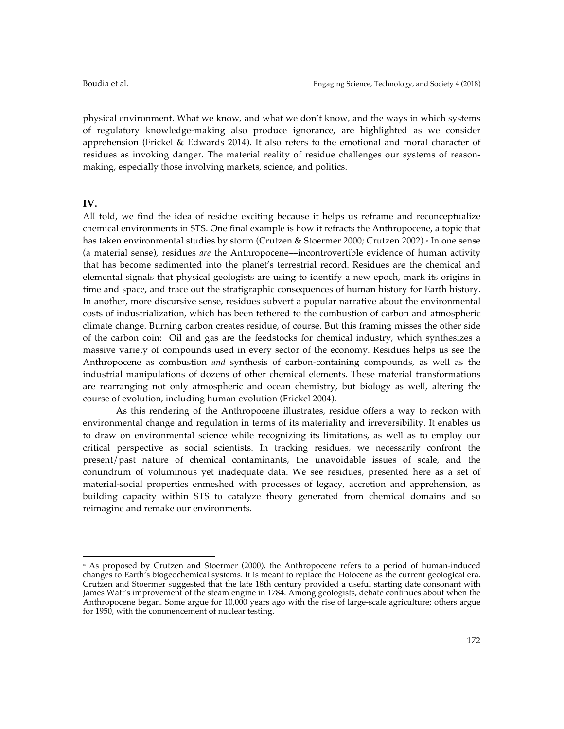physical environment. What we know, and what we don't know, and the ways in which systems of regulatory knowledge-making also produce ignorance, are highlighted as we consider apprehension (Frickel & Edwards 2014). It also refers to the emotional and moral character of residues as invoking danger. The material reality of residue challenges our systems of reason-making, especially those involving markets, science, and politics.

## IV.

All told, we find the idea of residue exciting because it helps us reframe and reconceptualize chemical environments in STS. One final example is how it refracts the Anthropocene, a topic that has taken environmental studies by storm (Crutzen & Stoermer 2000; Crutzen 2002).[18] In one sense (a material sense), residues *are* the Anthropocene—incontrovertible evidence of human activity that has become sedimented into the planet's terrestrial record. Residues are the chemical and elemental signals that physical geologists are using to identify a new epoch, mark its origins in time and space, and trace out the stratigraphic consequences of human history for Earth history. In another, more discursive sense, residues subvert a popular narrative about the environmental costs of industrialization, which has been tethered to the combustion of carbon and atmospheric climate change. Burning carbon creates residue, of course. But this framing misses the other side of the carbon coin: Oil and gas are the feedstocks for chemical industry, which synthesizes a massive variety of compounds used in every sector of the economy. Residues helps us see the Anthropocene as combustion *and* synthesis of carbon-containing compounds, as well as the industrial manipulations of dozens of other chemical elements. These material transformations are rearranging not only atmospheric and ocean chemistry, but biology as well, altering the course of evolution, including human evolution (Frickel 2004).

As this rendering of the Anthropocene illustrates, residue offers a way to reckon with environmental change and regulation in terms of its materiality and irreversibility. It enables us to draw on environmental science while recognizing its limitations, as well as to employ our critical perspective as social scientists. In tracking residues, we necessarily confront the present/past nature of chemical contaminants, the unavoidable issues of scale, and the conundrum of voluminous yet inadequate data. We see residues, presented here as a set of material-social properties enmeshed with processes of legacy, accretion and apprehension, as building capacity within STS to catalyze theory generated from chemical domains and so reimagine and remake our environments.

---

[18] As proposed by Crutzen and Stoermer (2000), the Anthropocene refers to a period of human-induced changes to Earth's biogeochemical systems. It is meant to replace the Holocene as the current geological era. Crutzen and Stoermer suggested that the late 18th century provided a useful starting date consonant with James Watt's improvement of the steam engine in 1784. Among geologists, debate continues about when the Anthropocene began. Some argue for 10,000 years ago with the rise of large-scale agriculture; others argue for 1950, with the commencement of nuclear testing.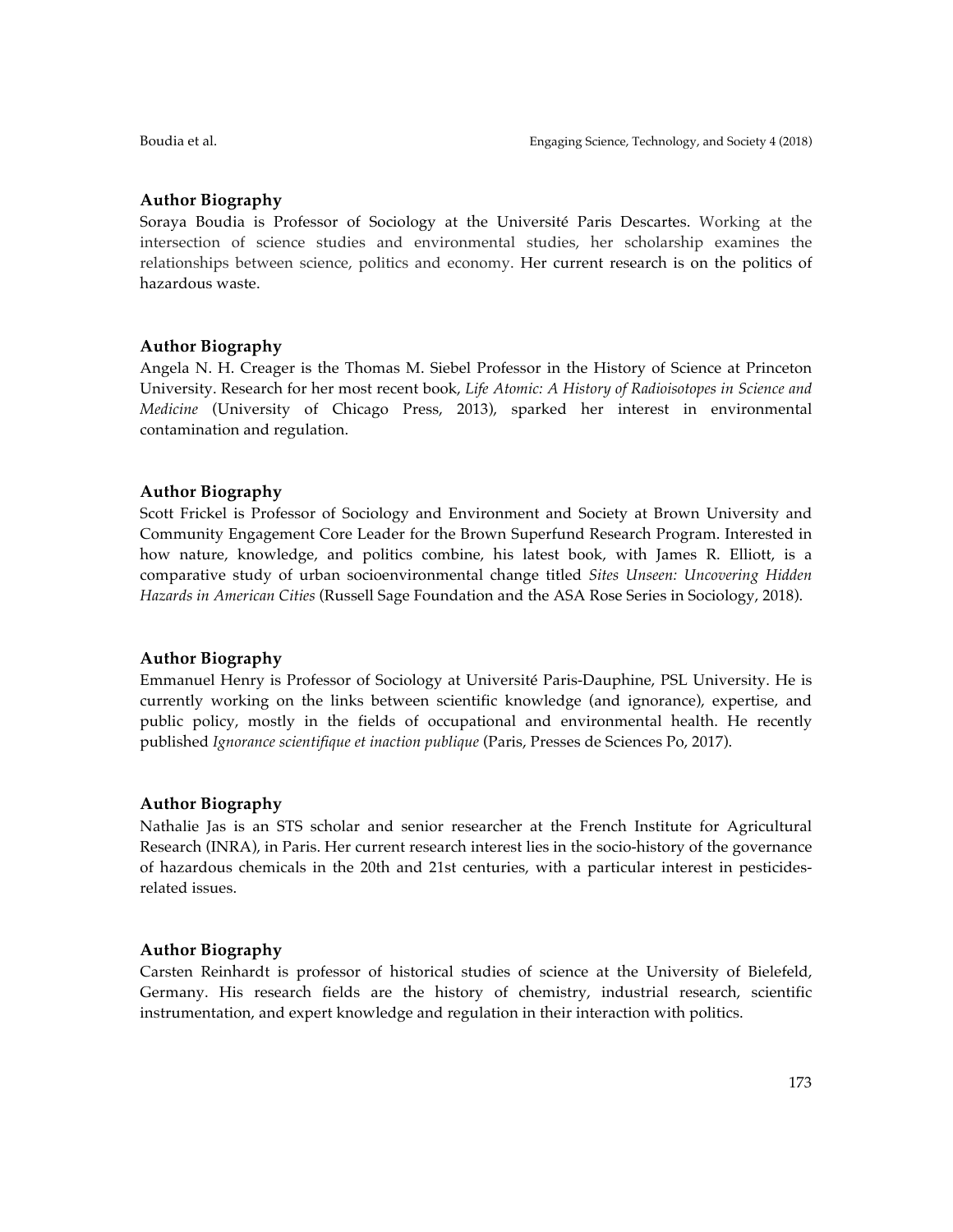## Author Biography

Soraya Boudia is Professor of Sociology at the Université Paris Descartes. Working at the intersection of science studies and environmental studies, her scholarship examines the relationships between science, politics and economy. Her current research is on the politics of hazardous waste.

## Author Biography

Angela N. H. Creager is the Thomas M. Siebel Professor in the History of Science at Princeton University. Research for her most recent book, *Life Atomic: A History of Radioisotopes in Science and Medicine* (University of Chicago Press, 2013), sparked her interest in environmental contamination and regulation.

## Author Biography

Scott Frickel is Professor of Sociology and Environment and Society at Brown University and Community Engagement Core Leader for the Brown Superfund Research Program. Interested in how nature, knowledge, and politics combine, his latest book, with James R. Elliott, is a comparative study of urban socioenvironmental change titled *Sites Unseen: Uncovering Hidden Hazards in American Cities* (Russell Sage Foundation and the ASA Rose Series in Sociology, 2018).

## Author Biography

Emmanuel Henry is Professor of Sociology at Université Paris-Dauphine, PSL University. He is currently working on the links between scientific knowledge (and ignorance), expertise, and public policy, mostly in the fields of occupational and environmental health. He recently published *Ignorance scientifique et inaction publique* (Paris, Presses de Sciences Po, 2017).

## Author Biography

Nathalie Jas is an STS scholar and senior researcher at the French Institute for Agricultural Research (INRA), in Paris. Her current research interest lies in the socio-history of the governance of hazardous chemicals in the 20th and 21st centuries, with a particular interest in pesticides-related issues.

## Author Biography

Carsten Reinhardt is professor of historical studies of science at the University of Bielefeld, Germany. His research fields are the history of chemistry, industrial research, scientific instrumentation, and expert knowledge and regulation in their interaction with politics.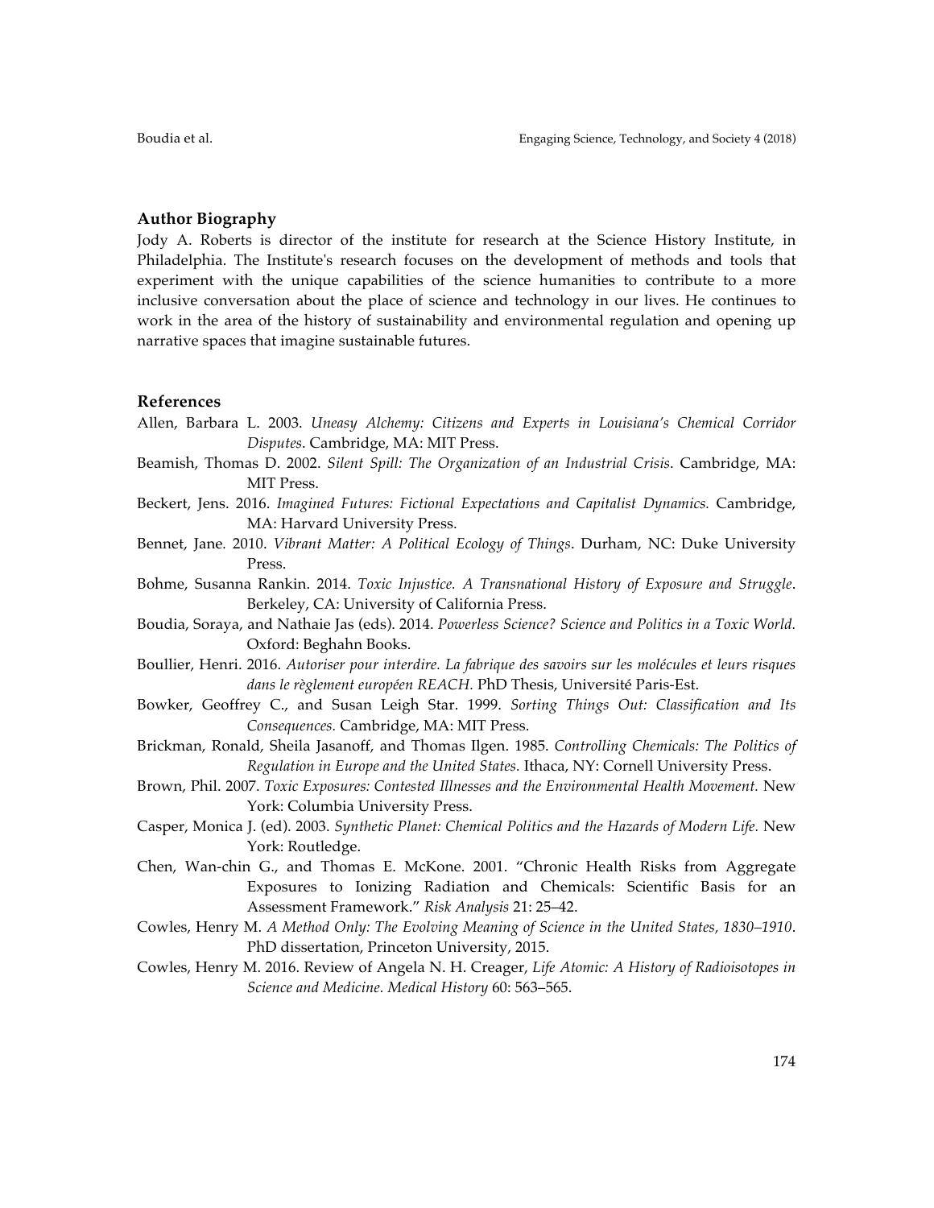## Author Biography

Jody A. Roberts is director of the institute for research at the Science History Institute, in Philadelphia. The Institute's research focuses on the development of methods and tools that experiment with the unique capabilities of the science humanities to contribute to a more inclusive conversation about the place of science and technology in our lives. He continues to work in the area of the history of sustainability and environmental regulation and opening up narrative spaces that imagine sustainable futures.

## References

Allen, Barbara L. 2003. *Uneasy Alchemy: Citizens and Experts in Louisiana's Chemical Corridor Disputes*. Cambridge, MA: MIT Press.

Beamish, Thomas D. 2002. *Silent Spill: The Organization of an Industrial Crisis*. Cambridge, MA: MIT Press.

Beckert, Jens. 2016. *Imagined Futures: Fictional Expectations and Capitalist Dynamics.* Cambridge, MA: Harvard University Press.

Bennet, Jane. 2010. *Vibrant Matter: A Political Ecology of Things*. Durham, NC: Duke University Press.

Bohme, Susanna Rankin. 2014. *Toxic Injustice. A Transnational History of Exposure and Struggle*. Berkeley, CA: University of California Press.

Boudia, Soraya, and Nathaie Jas (eds). 2014. *Powerless Science? Science and Politics in a Toxic World.* Oxford: Beghahn Books.

Boullier, Henri. 2016. *Autoriser pour interdire. La fabrique des savoirs sur les molécules et leurs risques dans le règlement européen REACH.* PhD Thesis, Université Paris-Est.

Bowker, Geoffrey C., and Susan Leigh Star. 1999. *Sorting Things Out: Classification and Its Consequences.* Cambridge, MA: MIT Press.

Brickman, Ronald, Sheila Jasanoff, and Thomas Ilgen. 1985. *Controlling Chemicals: The Politics of Regulation in Europe and the United States*. Ithaca, NY: Cornell University Press.

Brown, Phil. 2007. *Toxic Exposures: Contested Illnesses and the Environmental Health Movement.* New York: Columbia University Press.

Casper, Monica J. (ed). 2003. *Synthetic Planet: Chemical Politics and the Hazards of Modern Life.* New York: Routledge.

Chen, Wan-chin G., and Thomas E. McKone. 2001. "Chronic Health Risks from Aggregate Exposures to Ionizing Radiation and Chemicals: Scientific Basis for an Assessment Framework." *Risk Analysis* 21: 25–42.

Cowles, Henry M. *A Method Only: The Evolving Meaning of Science in the United States, 1830–1910*. PhD dissertation, Princeton University, 2015.

Cowles, Henry M. 2016. Review of Angela N. H. Creager, *Life Atomic: A History of Radioisotopes in Science and Medicine*. *Medical History* 60: 563–565.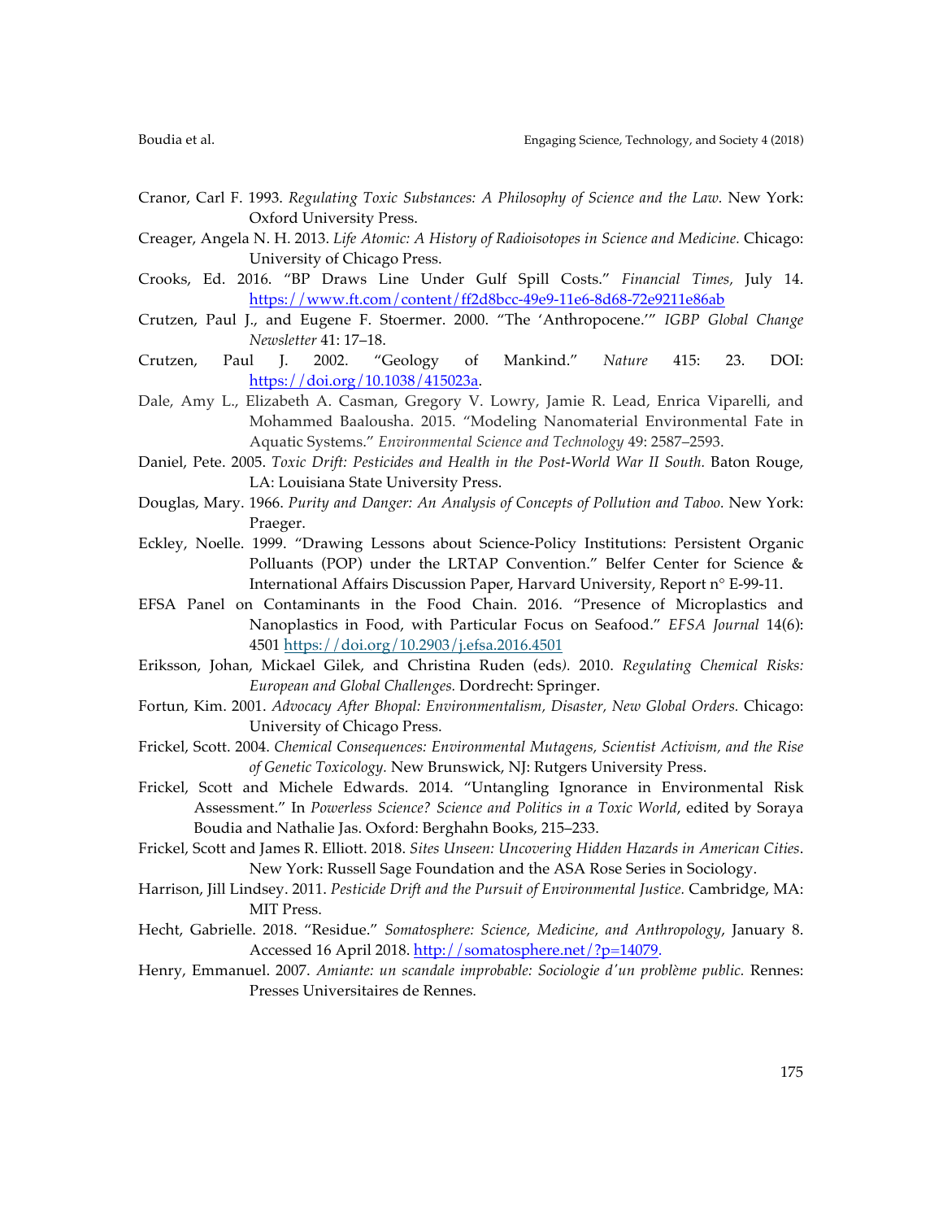Cranor, Carl F. 1993. *Regulating Toxic Substances: A Philosophy of Science and the Law.* New York: Oxford University Press.

Creager, Angela N. H. 2013. *Life Atomic: A History of Radioisotopes in Science and Medicine.* Chicago: University of Chicago Press.

Crooks, Ed. 2016. "BP Draws Line Under Gulf Spill Costs." *Financial Times*, July 14. https://www.ft.com/content/ff2d8bcc-49e9-11e6-8d68-72e9211e86ab

Crutzen, Paul J., and Eugene F. Stoermer. 2000. "The 'Anthropocene.'" *IGBP Global Change Newsletter* 41: 17–18.

Crutzen, Paul J. 2002. "Geology of Mankind." *Nature* 415: 23. DOI: https://doi.org/10.1038/415023a.

Dale, Amy L., Elizabeth A. Casman, Gregory V. Lowry, Jamie R. Lead, Enrica Viparelli, and Mohammed Baalousha. 2015. "Modeling Nanomaterial Environmental Fate in Aquatic Systems." *Environmental Science and Technology* 49: 2587–2593.

Daniel, Pete. 2005. *Toxic Drift: Pesticides and Health in the Post-World War II South.* Baton Rouge, LA: Louisiana State University Press.

Douglas, Mary. 1966. *Purity and Danger: An Analysis of Concepts of Pollution and Taboo.* New York: Praeger.

Eckley, Noelle. 1999. "Drawing Lessons about Science-Policy Institutions: Persistent Organic Polluants (POP) under the LRTAP Convention." Belfer Center for Science & International Affairs Discussion Paper, Harvard University, Report n° E-99-11.

EFSA Panel on Contaminants in the Food Chain. 2016. "Presence of Microplastics and Nanoplastics in Food, with Particular Focus on Seafood." *EFSA Journal* 14(6): 4501 https://doi.org/10.2903/j.efsa.2016.4501

Eriksson, Johan, Mickael Gilek, and Christina Ruden (eds). 2010. *Regulating Chemical Risks: European and Global Challenges.* Dordrecht: Springer.

Fortun, Kim. 2001. *Advocacy After Bhopal: Environmentalism, Disaster, New Global Orders.* Chicago: University of Chicago Press.

Frickel, Scott. 2004. *Chemical Consequences: Environmental Mutagens, Scientist Activism, and the Rise of Genetic Toxicology.* New Brunswick, NJ: Rutgers University Press.

Frickel, Scott and Michele Edwards. 2014. "Untangling Ignorance in Environmental Risk Assessment." In *Powerless Science? Science and Politics in a Toxic World*, edited by Soraya Boudia and Nathalie Jas. Oxford: Berghahn Books, 215–233.

Frickel, Scott and James R. Elliott. 2018. *Sites Unseen: Uncovering Hidden Hazards in American Cities*. New York: Russell Sage Foundation and the ASA Rose Series in Sociology.

Harrison, Jill Lindsey. 2011. *Pesticide Drift and the Pursuit of Environmental Justice.* Cambridge, MA: MIT Press.

Hecht, Gabrielle. 2018. "Residue." *Somatosphere: Science, Medicine, and Anthropology*, January 8. Accessed 16 April 2018. http://somatosphere.net/?p=14079.

Henry, Emmanuel. 2007. *Amiante: un scandale improbable: Sociologie d'un problème public.* Rennes: Presses Universitaires de Rennes.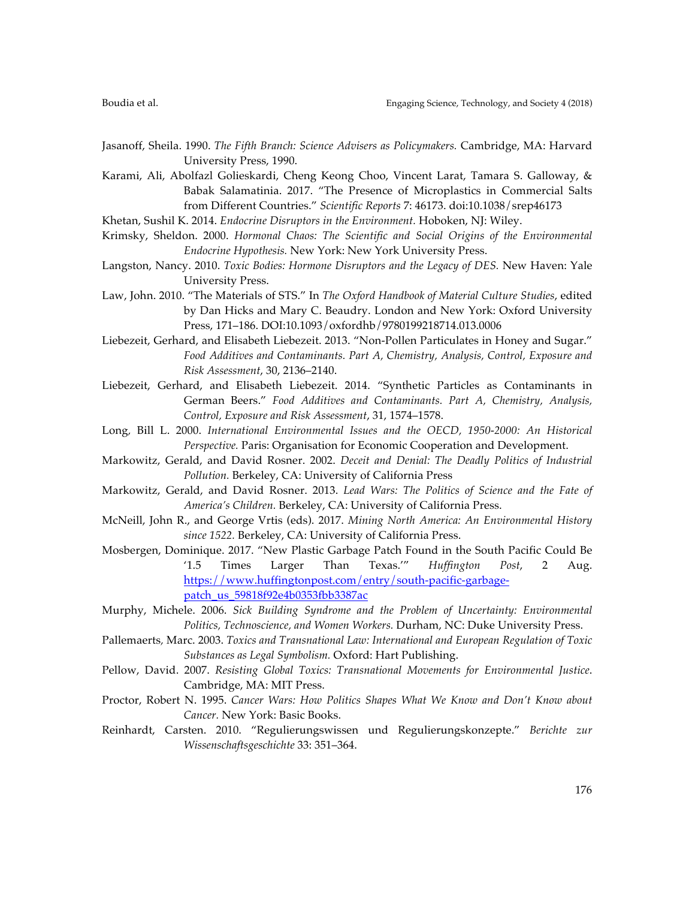Jasanoff, Sheila. 1990. *The Fifth Branch: Science Advisers as Policymakers.* Cambridge, MA: Harvard University Press, 1990.

Karami, Ali, Abolfazl Golieskardi, Cheng Keong Choo, Vincent Larat, Tamara S. Galloway, & Babak Salamatinia. 2017. "The Presence of Microplastics in Commercial Salts from Different Countries." *Scientific Reports* 7: 46173. doi:10.1038/srep46173

Khetan, Sushil K. 2014. *Endocrine Disruptors in the Environment.* Hoboken, NJ: Wiley.

Krimsky, Sheldon. 2000. *Hormonal Chaos: The Scientific and Social Origins of the Environmental Endocrine Hypothesis.* New York: New York University Press.

Langston, Nancy. 2010. *Toxic Bodies: Hormone Disruptors and the Legacy of DES.* New Haven: Yale University Press.

Law, John. 2010. "The Materials of STS." In *The Oxford Handbook of Material Culture Studies*, edited by Dan Hicks and Mary C. Beaudry. London and New York: Oxford University Press, 171–186. DOI:10.1093/oxfordhb/9780199218714.013.0006

Liebezeit, Gerhard, and Elisabeth Liebezeit. 2013. "Non-Pollen Particulates in Honey and Sugar." *Food Additives and Contaminants. Part A, Chemistry, Analysis, Control, Exposure and Risk Assessment*, 30, 2136–2140.

Liebezeit, Gerhard, and Elisabeth Liebezeit. 2014. "Synthetic Particles as Contaminants in German Beers." *Food Additives and Contaminants. Part A, Chemistry, Analysis, Control, Exposure and Risk Assessment*, 31, 1574–1578.

Long, Bill L. 2000. *International Environmental Issues and the OECD, 1950-2000: An Historical Perspective.* Paris: Organisation for Economic Cooperation and Development.

Markowitz, Gerald, and David Rosner. 2002. *Deceit and Denial: The Deadly Politics of Industrial Pollution.* Berkeley, CA: University of California Press

Markowitz, Gerald, and David Rosner. 2013. *Lead Wars: The Politics of Science and the Fate of America's Children.* Berkeley, CA: University of California Press.

McNeill, John R., and George Vrtis (eds). 2017. *Mining North America: An Environmental History since 1522.* Berkeley, CA: University of California Press.

Mosbergen, Dominique. 2017. "New Plastic Garbage Patch Found in the South Pacific Could Be '1.5 Times Larger Than Texas.'" *Huffington Post*, 2 Aug. https://www.huffingtonpost.com/entry/south-pacific-garbage-patch_us_59818f92e4b0353fbb3387ac

Murphy, Michele. 2006. *Sick Building Syndrome and the Problem of Uncertainty: Environmental Politics, Technoscience, and Women Workers.* Durham, NC: Duke University Press.

Pallemaerts, Marc. 2003. *Toxics and Transnational Law: International and European Regulation of Toxic Substances as Legal Symbolism.* Oxford: Hart Publishing.

Pellow, David. 2007. *Resisting Global Toxics: Transnational Movements for Environmental Justice*. Cambridge, MA: MIT Press.

Proctor, Robert N. 1995. *Cancer Wars: How Politics Shapes What We Know and Don't Know about Cancer.* New York: Basic Books.

Reinhardt, Carsten. 2010. "Regulierungswissen und Regulierungskonzepte." *Berichte zur Wissenschaftsgeschichte* 33: 351–364.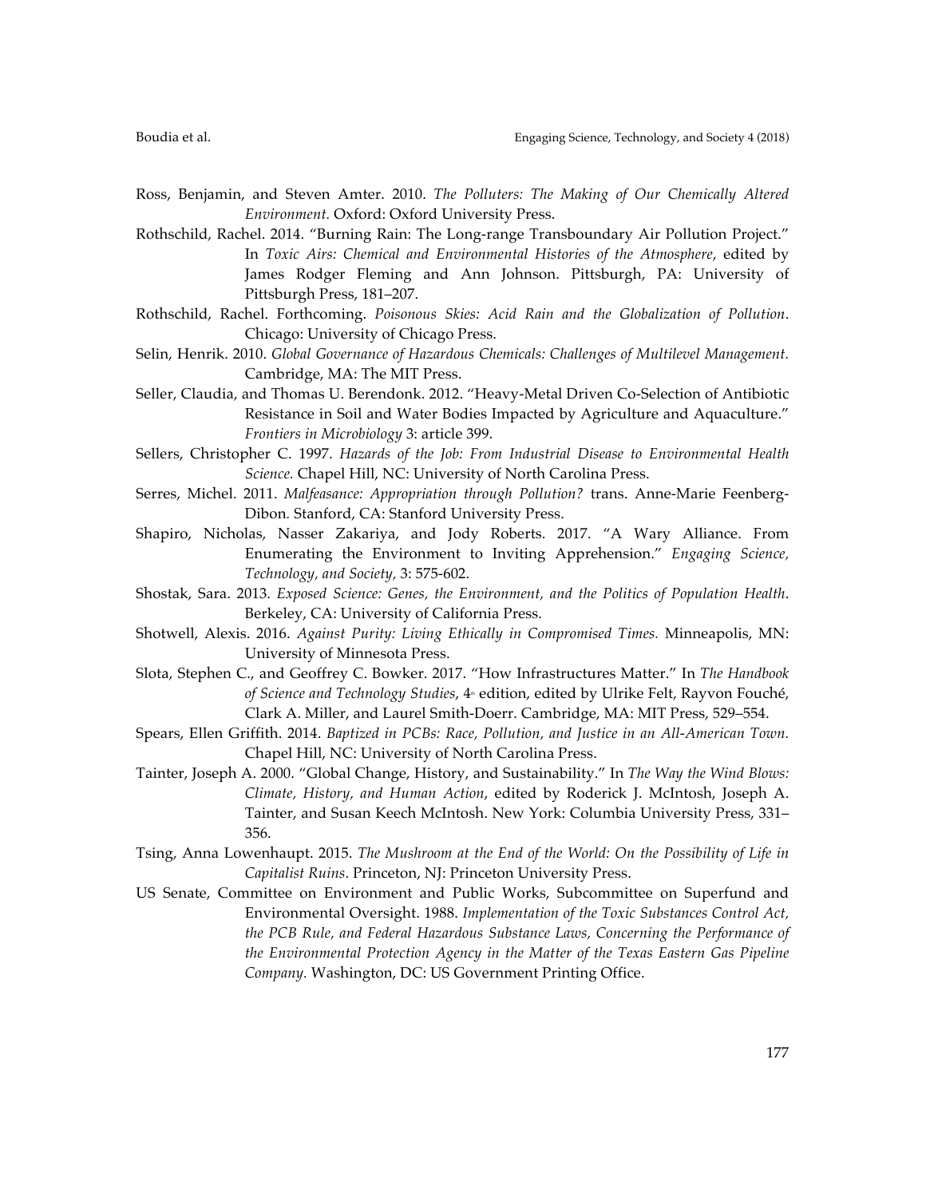Ross, Benjamin, and Steven Amter. 2010. *The Polluters: The Making of Our Chemically Altered Environment*. Oxford: Oxford University Press.

Rothschild, Rachel. 2014. "Burning Rain: The Long-range Transboundary Air Pollution Project." In *Toxic Airs: Chemical and Environmental Histories of the Atmosphere*, edited by James Rodger Fleming and Ann Johnson. Pittsburgh, PA: University of Pittsburgh Press, 181–207.

Rothschild, Rachel. Forthcoming. *Poisonous Skies: Acid Rain and the Globalization of Pollution*. Chicago: University of Chicago Press.

Selin, Henrik. 2010. *Global Governance of Hazardous Chemicals: Challenges of Multilevel Management.* Cambridge, MA: The MIT Press.

Seller, Claudia, and Thomas U. Berendonk. 2012. "Heavy-Metal Driven Co-Selection of Antibiotic Resistance in Soil and Water Bodies Impacted by Agriculture and Aquaculture." *Frontiers in Microbiology* 3: article 399.

Sellers, Christopher C. 1997. *Hazards of the Job: From Industrial Disease to Environmental Health Science.* Chapel Hill, NC: University of North Carolina Press.

Serres, Michel. 2011. *Malfeasance: Appropriation through Pollution?* trans. Anne-Marie Feenberg-Dibon. Stanford, CA: Stanford University Press.

Shapiro, Nicholas, Nasser Zakariya, and Jody Roberts. 2017. "A Wary Alliance. From Enumerating the Environment to Inviting Apprehension." *Engaging Science, Technology, and Society,* 3: 575-602.

Shostak, Sara. 2013. *Exposed Science: Genes, the Environment, and the Politics of Population Health*. Berkeley, CA: University of California Press.

Shotwell, Alexis. 2016. *Against Purity: Living Ethically in Compromised Times.* Minneapolis, MN: University of Minnesota Press.

Slota, Stephen C., and Geoffrey C. Bowker. 2017. "How Infrastructures Matter." In *The Handbook of Science and Technology Studies*, 4th edition, edited by Ulrike Felt, Rayvon Fouché, Clark A. Miller, and Laurel Smith-Doerr. Cambridge, MA: MIT Press, 529–554.

Spears, Ellen Griffith. 2014. *Baptized in PCBs: Race, Pollution, and Justice in an All-American Town.* Chapel Hill, NC: University of North Carolina Press.

Tainter, Joseph A. 2000. "Global Change, History, and Sustainability." In *The Way the Wind Blows: Climate, History, and Human Action*, edited by Roderick J. McIntosh, Joseph A. Tainter, and Susan Keech McIntosh. New York: Columbia University Press, 331–356.

Tsing, Anna Lowenhaupt. 2015. *The Mushroom at the End of the World: On the Possibility of Life in Capitalist Ruins*. Princeton, NJ: Princeton University Press.

US Senate, Committee on Environment and Public Works, Subcommittee on Superfund and Environmental Oversight. 1988. *Implementation of the Toxic Substances Control Act, the PCB Rule, and Federal Hazardous Substance Laws, Concerning the Performance of the Environmental Protection Agency in the Matter of the Texas Eastern Gas Pipeline Company.* Washington, DC: US Government Printing Office.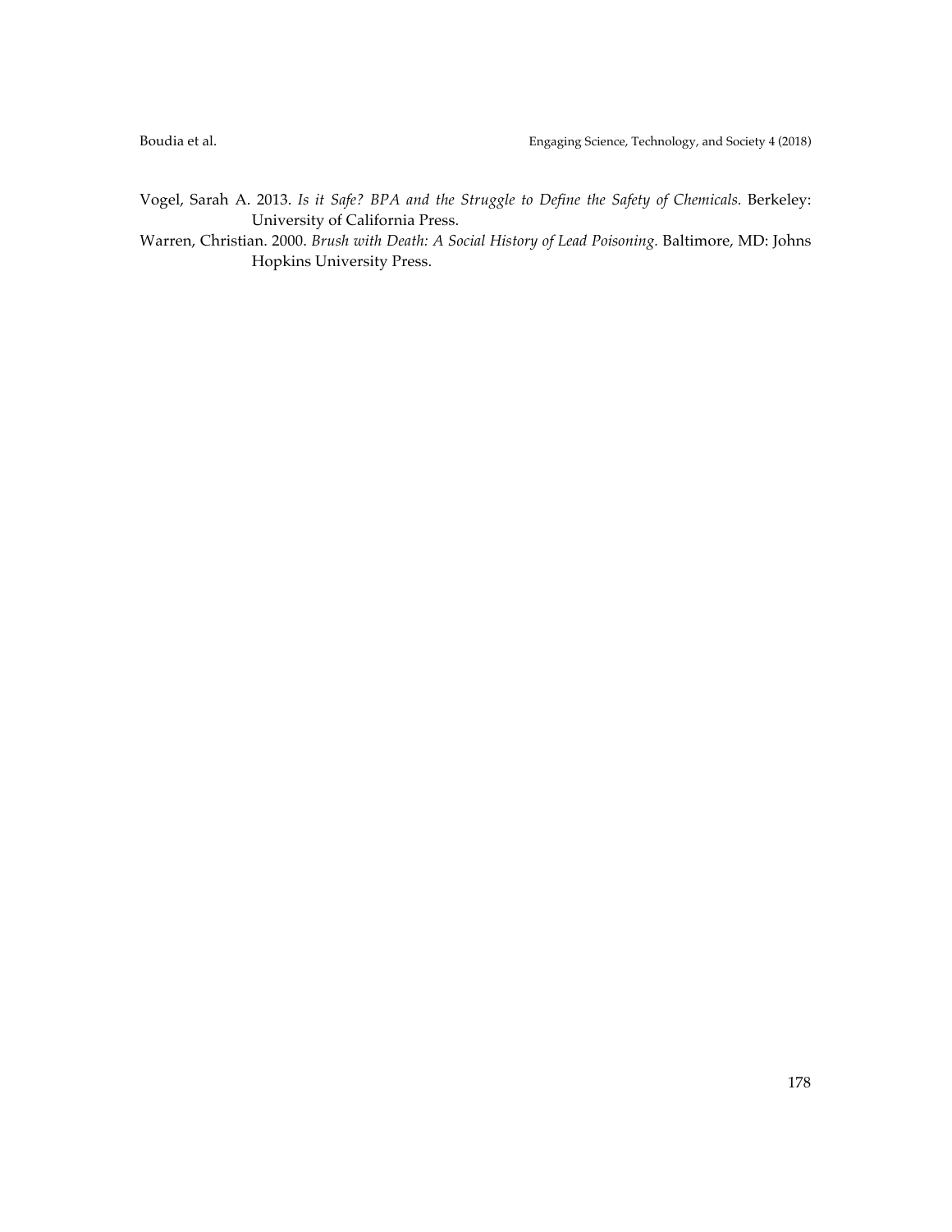Vogel, Sarah A. 2013. *Is it Safe? BPA and the Struggle to Define the Safety of Chemicals.* Berkeley: University of California Press.

Warren, Christian. 2000. *Brush with Death: A Social History of Lead Poisoning.* Baltimore, MD: Johns Hopkins University Press.